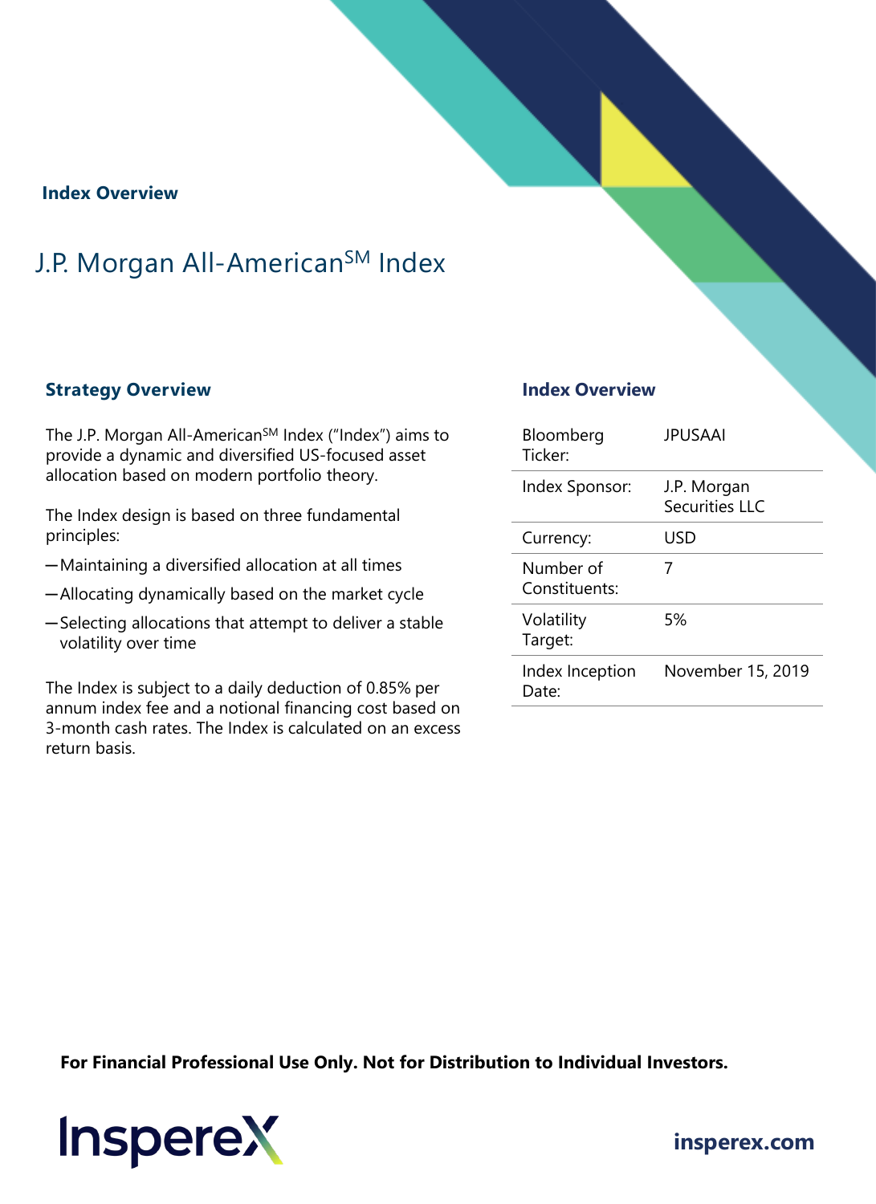**Index Overview**

# J.P. Morgan All-American$^{SM}$ Index

## Strategy Overview

The J.P. Morgan All-American$^{SM}$ Index ("Index") aims to provide a dynamic and diversified US-focused asset allocation based on modern portfolio theory.

The Index design is based on three fundamental principles:

- Maintaining a diversified allocation at all times
- Allocating dynamically based on the market cycle
- Selecting allocations that attempt to deliver a stable volatility over time

The Index is subject to a daily deduction of 0.85% per annum index fee and a notional financing cost based on 3-month cash rates. The Index is calculated on an excess return basis.

## Index Overview

| | |
|---|---|
| Bloomberg Ticker: | JPUSAAI |
| Index Sponsor: | J.P. Morgan Securities LLC |
| Currency: | USD |
| Number of Constituents: | 7 |
| Volatility Target: | 5% |
| Index Inception Date: | November 15, 2019 |

**For Financial Professional Use Only. Not for Distribution to Individual Investors.**

InspereX

insperex.com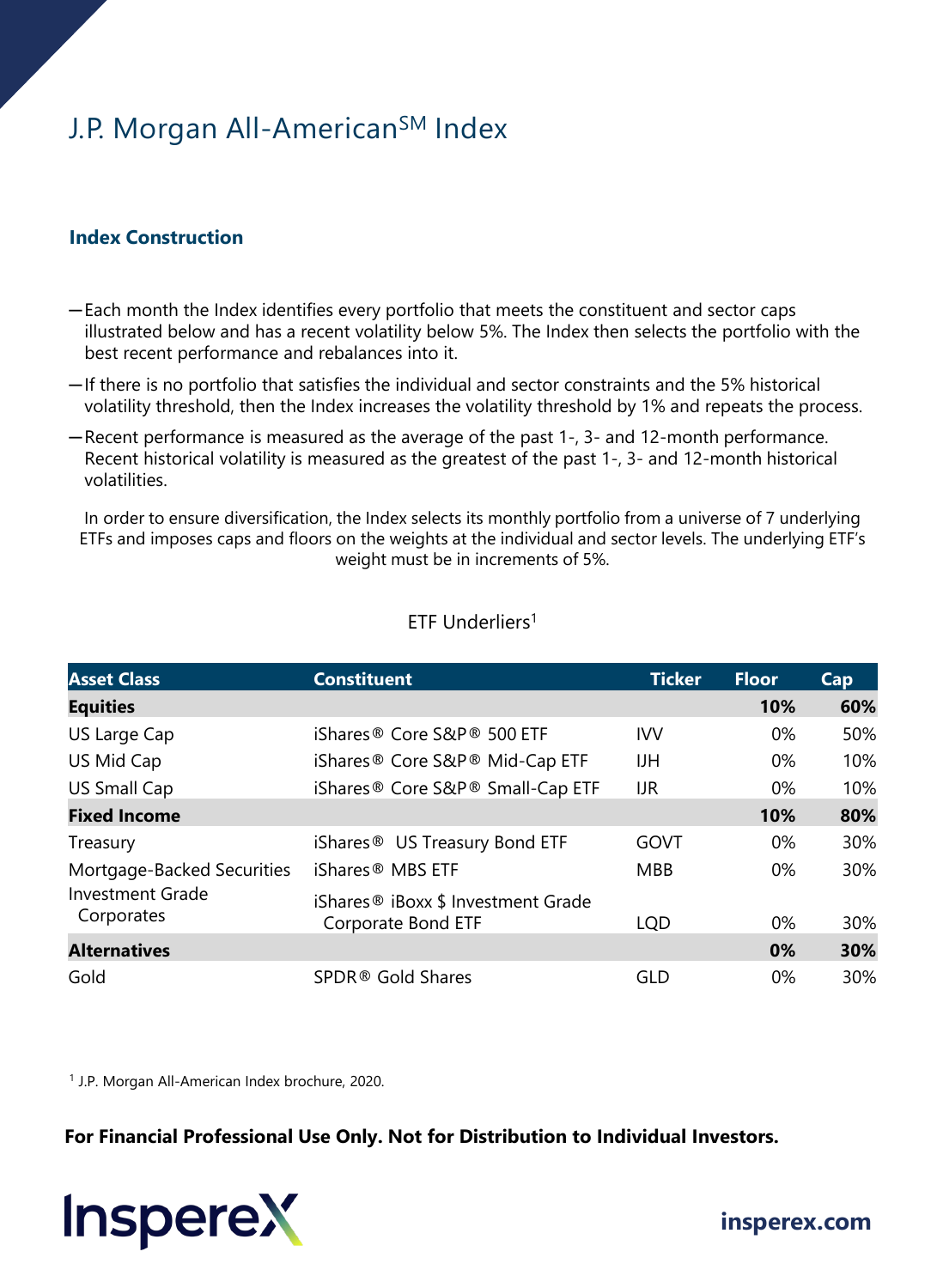# J.P. Morgan All-American℠ Index

### Index Construction

- Each month the Index identifies every portfolio that meets the constituent and sector caps illustrated below and has a recent volatility below 5%. The Index then selects the portfolio with the best recent performance and rebalances into it.
- If there is no portfolio that satisfies the individual and sector constraints and the 5% historical volatility threshold, then the Index increases the volatility threshold by 1% and repeats the process.
- Recent performance is measured as the average of the past 1-, 3- and 12-month performance. Recent historical volatility is measured as the greatest of the past 1-, 3- and 12-month historical volatilities.

In order to ensure diversification, the Index selects its monthly portfolio from a universe of 7 underlying ETFs and imposes caps and floors on the weights at the individual and sector levels. The underlying ETF's weight must be in increments of 5%.

ETF Underliers[1]

| Asset Class | Constituent | Ticker | Floor | Cap |
|---|---|---|---|---|
| **Equities** | | | **10%** | **60%** |
| US Large Cap | iShares® Core S&P® 500 ETF | IVV | 0% | 50% |
| US Mid Cap | iShares® Core S&P® Mid-Cap ETF | IJH | 0% | 10% |
| US Small Cap | iShares® Core S&P® Small-Cap ETF | IJR | 0% | 10% |
| **Fixed Income** | | | **10%** | **80%** |
| Treasury | iShares® US Treasury Bond ETF | GOVT | 0% | 30% |
| Mortgage-Backed Securities | iShares® MBS ETF | MBB | 0% | 30% |
| Investment Grade Corporates | iShares® iBoxx $ Investment Grade Corporate Bond ETF | LQD | 0% | 30% |
| **Alternatives** | | | **0%** | **30%** |
| Gold | SPDR® Gold Shares | GLD | 0% | 30% |

[1] J.P. Morgan All-American Index brochure, 2020.

**For Financial Professional Use Only. Not for Distribution to Individual Investors.**

InspereX

**insperex.com**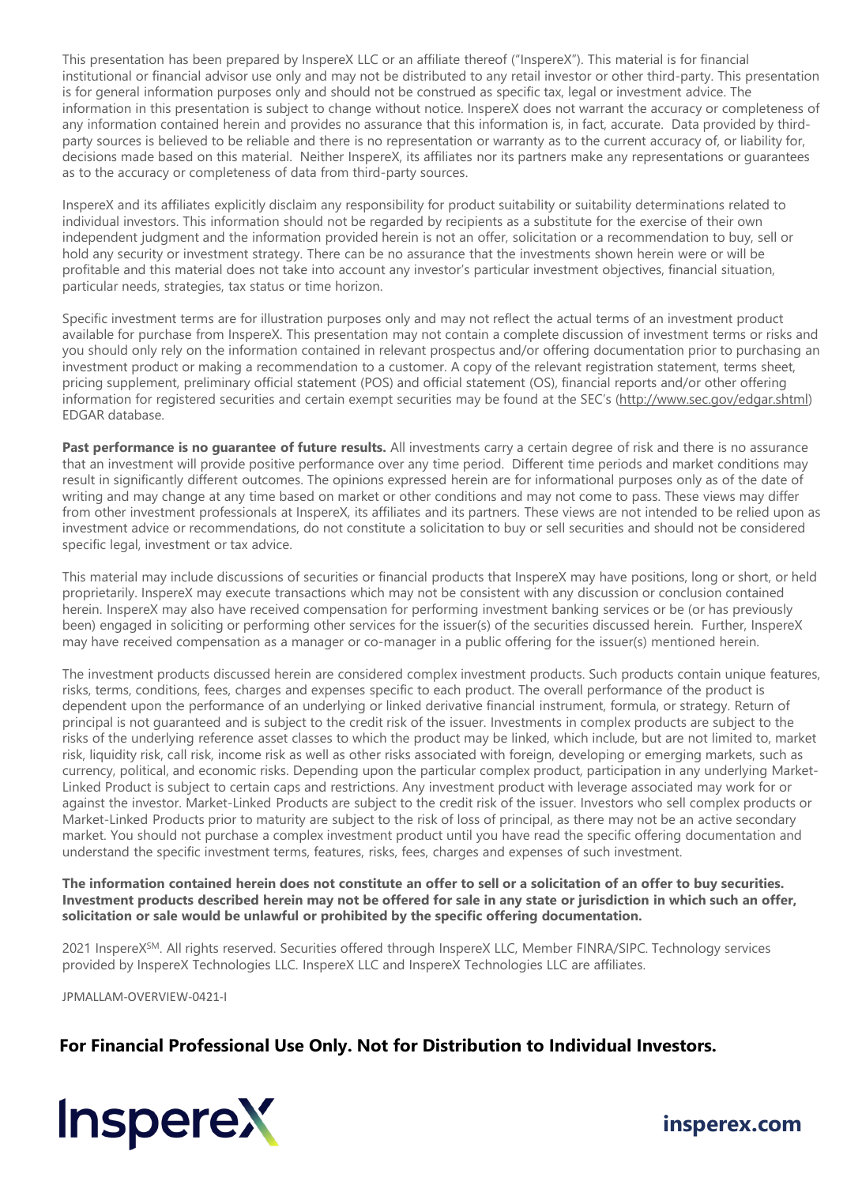This presentation has been prepared by InspereX LLC or an affiliate thereof ("InspereX"). This material is for financial institutional or financial advisor use only and may not be distributed to any retail investor or other third-party. This presentation is for general information purposes only and should not be construed as specific tax, legal or investment advice. The information in this presentation is subject to change without notice. InspereX does not warrant the accuracy or completeness of any information contained herein and provides no assurance that this information is, in fact, accurate. Data provided by third-party sources is believed to be reliable and there is no representation or warranty as to the current accuracy of, or liability for, decisions made based on this material. Neither InspereX, its affiliates nor its partners make any representations or guarantees as to the accuracy or completeness of data from third-party sources.

InspereX and its affiliates explicitly disclaim any responsibility for product suitability or suitability determinations related to individual investors. This information should not be regarded by recipients as a substitute for the exercise of their own independent judgment and the information provided herein is not an offer, solicitation or a recommendation to buy, sell or hold any security or investment strategy. There can be no assurance that the investments shown herein were or will be profitable and this material does not take into account any investor's particular investment objectives, financial situation, particular needs, strategies, tax status or time horizon.

Specific investment terms are for illustration purposes only and may not reflect the actual terms of an investment product available for purchase from InspereX. This presentation may not contain a complete discussion of investment terms or risks and you should only rely on the information contained in relevant prospectus and/or offering documentation prior to purchasing an investment product or making a recommendation to a customer. A copy of the relevant registration statement, terms sheet, pricing supplement, preliminary official statement (POS) and official statement (OS), financial reports and/or other offering information for registered securities and certain exempt securities may be found at the SEC's (http://www.sec.gov/edgar.shtml) EDGAR database.

**Past performance is no guarantee of future results.** All investments carry a certain degree of risk and there is no assurance that an investment will provide positive performance over any time period. Different time periods and market conditions may result in significantly different outcomes. The opinions expressed herein are for informational purposes only as of the date of writing and may change at any time based on market or other conditions and may not come to pass. These views may differ from other investment professionals at InspereX, its affiliates and its partners. These views are not intended to be relied upon as investment advice or recommendations, do not constitute a solicitation to buy or sell securities and should not be considered specific legal, investment or tax advice.

This material may include discussions of securities or financial products that InspereX may have positions, long or short, or held proprietarily. InspereX may execute transactions which may not be consistent with any discussion or conclusion contained herein. InspereX may also have received compensation for performing investment banking services or be (or has previously been) engaged in soliciting or performing other services for the issuer(s) of the securities discussed herein. Further, InspereX may have received compensation as a manager or co-manager in a public offering for the issuer(s) mentioned herein.

The investment products discussed herein are considered complex investment products. Such products contain unique features, risks, terms, conditions, fees, charges and expenses specific to each product. The overall performance of the product is dependent upon the performance of an underlying or linked derivative financial instrument, formula, or strategy. Return of principal is not guaranteed and is subject to the credit risk of the issuer. Investments in complex products are subject to the risks of the underlying reference asset classes to which the product may be linked, which include, but are not limited to, market risk, liquidity risk, call risk, income risk as well as other risks associated with foreign, developing or emerging markets, such as currency, political, and economic risks. Depending upon the particular complex product, participation in any underlying Market-Linked Product is subject to certain caps and restrictions. Any investment product with leverage associated may work for or against the investor. Market-Linked Products are subject to the credit risk of the issuer. Investors who sell complex products or Market-Linked Products prior to maturity are subject to the risk of loss of principal, as there may not be an active secondary market. You should not purchase a complex investment product until you have read the specific offering documentation and understand the specific investment terms, features, risks, fees, charges and expenses of such investment.

**The information contained herein does not constitute an offer to sell or a solicitation of an offer to buy securities. Investment products described herein may not be offered for sale in any state or jurisdiction in which such an offer, solicitation or sale would be unlawful or prohibited by the specific offering documentation.**

2021 InspereX[SM]. All rights reserved. Securities offered through InspereX LLC, Member FINRA/SIPC. Technology services provided by InspereX Technologies LLC. InspereX LLC and InspereX Technologies LLC are affiliates.

JPMALLAM-OVERVIEW-0421-I

**For Financial Professional Use Only. Not for Distribution to Individual Investors.**

InspereX

**insperex.com**